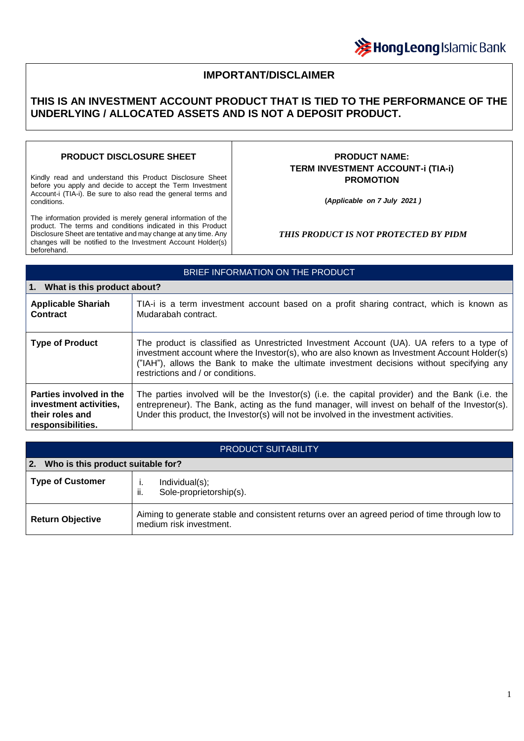Hong Leong Islamic Bank

## IMPORTANT/DISCLAIMER

**THIS IS AN INVESTMENT ACCOUNT PRODUCT THAT IS TIED TO THE PERFORMANCE OF THE UNDERLYING / ALLOCATED ASSETS AND IS NOT A DEPOSIT PRODUCT.**

| **PRODUCT DISCLOSURE SHEET** | **PRODUCT NAME: TERM INVESTMENT ACCOUNT-i (TIA-i) PROMOTION** |
|---|---|
| Kindly read and understand this Product Disclosure Sheet before you apply and decide to accept the Term Investment Account-i (TIA-i). Be sure to also read the general terms and conditions.<br><br>The information provided is merely general information of the product. The terms and conditions indicated in this Product Disclosure Sheet are tentative and may change at any time. Any changes will be notified to the Investment Account Holder(s) beforehand. | **(*Applicable on 7 July 2021*)**<br><br>***THIS PRODUCT IS NOT PROTECTED BY PIDM*** |

## BRIEF INFORMATION ON THE PRODUCT

### 1. What is this product about?

| | |
|---|---|
| **Applicable Shariah Contract** | TIA-i is a term investment account based on a profit sharing contract, which is known as Mudarabah contract. |
| **Type of Product** | The product is classified as Unrestricted Investment Account (UA). UA refers to a type of investment account where the Investor(s), who are also known as Investment Account Holder(s) ("IAH"), allows the Bank to make the ultimate investment decisions without specifying any restrictions and / or conditions. |
| **Parties involved in the investment activities, their roles and responsibilities.** | The parties involved will be the Investor(s) (i.e. the capital provider) and the Bank (i.e. the entrepreneur). The Bank, acting as the fund manager, will invest on behalf of the Investor(s). Under this product, the Investor(s) will not be involved in the investment activities. |

## PRODUCT SUITABILITY

### 2. Who is this product suitable for?

| | |
|---|---|
| **Type of Customer** | i. Individual(s);<br>ii. Sole-proprietorship(s). |
| **Return Objective** | Aiming to generate stable and consistent returns over an agreed period of time through low to medium risk investment. |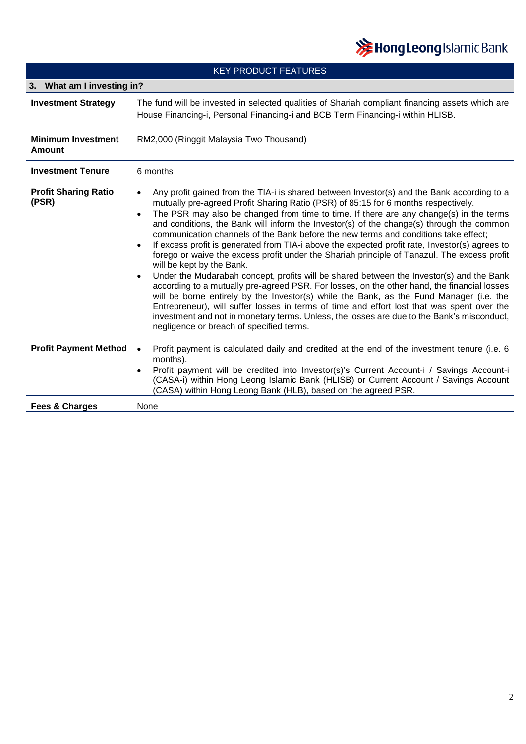| KEY PRODUCT FEATURES | |
|---|---|
| **3. What am I investing in?** | |
| **Investment Strategy** | The fund will be invested in selected qualities of Shariah compliant financing assets which are House Financing-i, Personal Financing-i and BCB Term Financing-i within HLISB. |
| **Minimum Investment Amount** | RM2,000 (Ringgit Malaysia Two Thousand) |
| **Investment Tenure** | 6 months |
| **Profit Sharing Ratio (PSR)** | • Any profit gained from the TIA-i is shared between Investor(s) and the Bank according to a mutually pre-agreed Profit Sharing Ratio (PSR) of 85:15 for 6 months respectively.<br>• The PSR may also be changed from time to time. If there are any change(s) in the terms and conditions, the Bank will inform the Investor(s) of the change(s) through the common communication channels of the Bank before the new terms and conditions take effect;<br>• If excess profit is generated from TIA-i above the expected profit rate, Investor(s) agrees to forego or waive the excess profit under the Shariah principle of Tanazul. The excess profit will be kept by the Bank.<br>• Under the Mudarabah concept, profits will be shared between the Investor(s) and the Bank according to a mutually pre-agreed PSR. For losses, on the other hand, the financial losses will be borne entirely by the Investor(s) while the Bank, as the Fund Manager (i.e. the Entrepreneur), will suffer losses in terms of time and effort lost that was spent over the investment and not in monetary terms. Unless, the losses are due to the Bank's misconduct, negligence or breach of specified terms. |
| **Profit Payment Method** | • Profit payment is calculated daily and credited at the end of the investment tenure (i.e. 6 months).<br>• Profit payment will be credited into Investor(s)'s Current Account-i / Savings Account-i (CASA-i) within Hong Leong Islamic Bank (HLISB) or Current Account / Savings Account (CASA) within Hong Leong Bank (HLB), based on the agreed PSR. |
| **Fees & Charges** | None |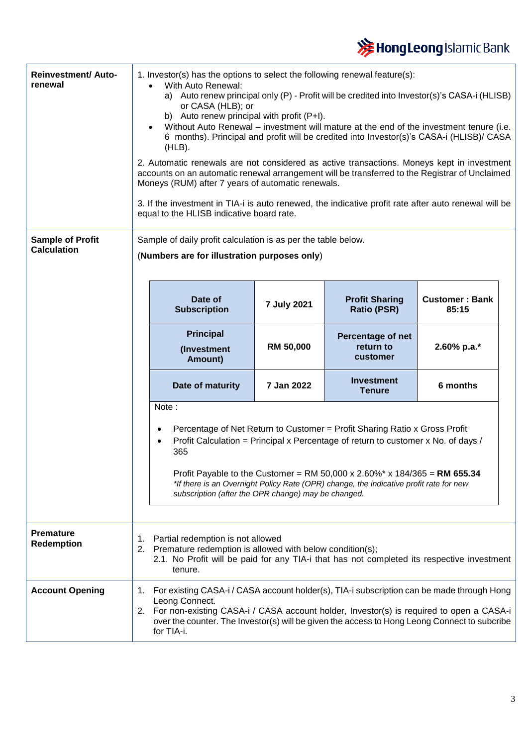| | |
|---|---|
| **Reinvestment/ Auto-renewal** | 1. Investor(s) has the options to select the following renewal feature(s):<br>• With Auto Renewal:<br>a) Auto renew principal only (P) - Profit will be credited into Investor(s)'s CASA-i (HLISB) or CASA (HLB); or<br>b) Auto renew principal with profit (P+I).<br>• Without Auto Renewal – investment will mature at the end of the investment tenure (i.e. 6 months). Principal and profit will be credited into Investor(s)'s CASA-i (HLISB)/ CASA (HLB).<br><br>2. Automatic renewals are not considered as active transactions. Moneys kept in investment accounts on an automatic renewal arrangement will be transferred to the Registrar of Unclaimed Moneys (RUM) after 7 years of automatic renewals.<br><br>3. If the investment in TIA-i is auto renewed, the indicative profit rate after auto renewal will be equal to the HLISB indicative board rate. |
| **Sample of Profit Calculation** | Sample of daily profit calculation is as per the table below.<br>(**Numbers are for illustration purposes only**)<br><br>**Date of Subscription**: **7 July 2021** — **Profit Sharing Ratio (PSR)**: **Customer : Bank 85:15**<br>**Principal (Investment Amount)**: **RM 50,000** — **Percentage of net return to customer**: **2.60% p.a.***<br>**Date of maturity**: **7 Jan 2022** — **Investment Tenure**: **6 months**<br><br>Note :<br>• Percentage of Net Return to Customer = Profit Sharing Ratio x Gross Profit<br>• Profit Calculation = Principal x Percentage of return to customer x No. of days / 365<br><br>Profit Payable to the Customer = RM 50,000 x 2.60%* x 184/365 = **RM 655.34**<br>*\*If there is an Overnight Policy Rate (OPR) change, the indicative profit rate for new subscription (after the OPR change) may be changed.* |
| **Premature Redemption** | 1. Partial redemption is not allowed<br>2. Premature redemption is allowed with below condition(s);<br>2.1. No Profit will be paid for any TIA-i that has not completed its respective investment tenure. |
| **Account Opening** | 1. For existing CASA-i / CASA account holder(s), TIA-i subscription can be made through Hong Leong Connect.<br>2. For non-existing CASA-i / CASA account holder, Investor(s) is required to open a CASA-i over the counter. The Investor(s) will be given the access to Hong Leong Connect to subcribe for TIA-i. |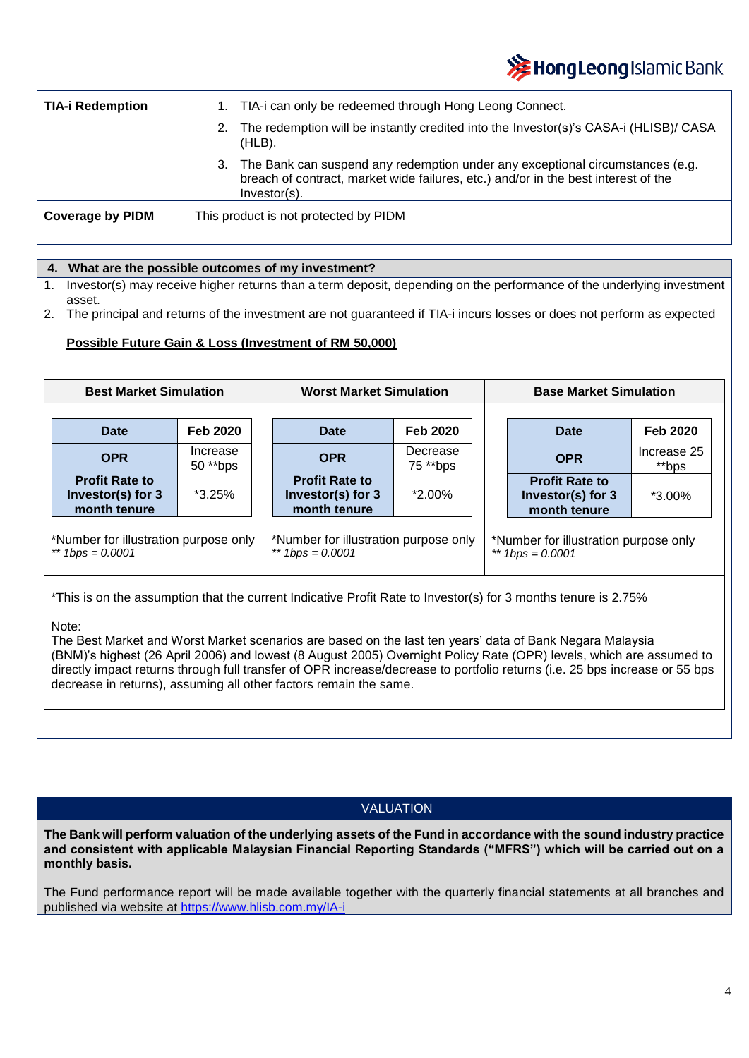| | |
|---|---|
| **TIA-i Redemption** | 1. TIA-i can only be redeemed through Hong Leong Connect.<br>2. The redemption will be instantly credited into the Investor(s)'s CASA-i (HLISB)/ CASA (HLB).<br>3. The Bank can suspend any redemption under any exceptional circumstances (e.g. breach of contract, market wide failures, etc.) and/or in the best interest of the Investor(s). |
| **Coverage by PIDM** | This product is not protected by PIDM |

## 4. What are the possible outcomes of my investment?

1. Investor(s) may receive higher returns than a term deposit, depending on the performance of the underlying investment asset.
2. The principal and returns of the investment are not guaranteed if TIA-i incurs losses or does not perform as expected

**Possible Future Gain & Loss (Investment of RM 50,000)**

**Best Market Simulation**

| **Date** | **Feb 2020** |
|---|---|
| **OPR** | Increase 50 **bps |
| **Profit Rate to Investor(s) for 3 month tenure** | *3.25% |

*Number for illustration purpose only
*\*\* 1bps = 0.0001*

**Worst Market Simulation**

| **Date** | **Feb 2020** |
|---|---|
| **OPR** | Decrease 75 **bps |
| **Profit Rate to Investor(s) for 3 month tenure** | *2.00% |

*Number for illustration purpose only
*\*\* 1bps = 0.0001*

**Base Market Simulation**

| **Date** | **Feb 2020** |
|---|---|
| **OPR** | Increase 25 **bps |
| **Profit Rate to Investor(s) for 3 month tenure** | *3.00% |

*Number for illustration purpose only
*\*\* 1bps = 0.0001*

*This is on the assumption that the current Indicative Profit Rate to Investor(s) for 3 months tenure is 2.75%

Note:
The Best Market and Worst Market scenarios are based on the last ten years' data of Bank Negara Malaysia (BNM)'s highest (26 April 2006) and lowest (8 August 2005) Overnight Policy Rate (OPR) levels, which are assumed to directly impact returns through full transfer of OPR increase/decrease to portfolio returns (i.e. 25 bps increase or 55 bps decrease in returns), assuming all other factors remain the same.

## VALUATION

**The Bank will perform valuation of the underlying assets of the Fund in accordance with the sound industry practice and consistent with applicable Malaysian Financial Reporting Standards ("MFRS") which will be carried out on a monthly basis.**

The Fund performance report will be made available together with the quarterly financial statements at all branches and published via website at https://www.hlisb.com.my/IA-i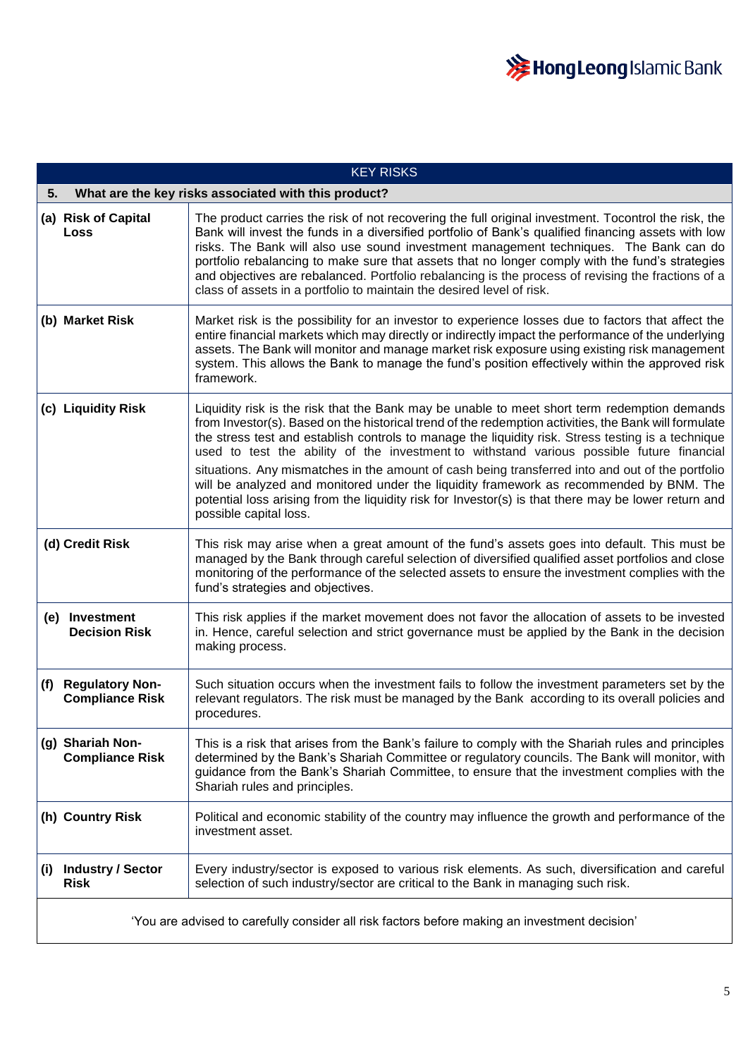## KEY RISKS

| **5. What are the key risks associated with this product?** | |
|---|---|
| **(a) Risk of Capital Loss** | The product carries the risk of not recovering the full original investment. Tocontrol the risk, the Bank will invest the funds in a diversified portfolio of Bank's qualified financing assets with low risks. The Bank will also use sound investment management techniques. The Bank can do portfolio rebalancing to make sure that assets that no longer comply with the fund's strategies and objectives are rebalanced. Portfolio rebalancing is the process of revising the fractions of a class of assets in a portfolio to maintain the desired level of risk. |
| **(b) Market Risk** | Market risk is the possibility for an investor to experience losses due to factors that affect the entire financial markets which may directly or indirectly impact the performance of the underlying assets. The Bank will monitor and manage market risk exposure using existing risk management system. This allows the Bank to manage the fund's position effectively within the approved risk framework. |
| **(c) Liquidity Risk** | Liquidity risk is the risk that the Bank may be unable to meet short term redemption demands from Investor(s). Based on the historical trend of the redemption activities, the Bank will formulate the stress test and establish controls to manage the liquidity risk. Stress testing is a technique used to test the ability of the investment to withstand various possible future financial situations. Any mismatches in the amount of cash being transferred into and out of the portfolio will be analyzed and monitored under the liquidity framework as recommended by BNM. The potential loss arising from the liquidity risk for Investor(s) is that there may be lower return and possible capital loss. |
| **(d) Credit Risk** | This risk may arise when a great amount of the fund's assets goes into default. This must be managed by the Bank through careful selection of diversified qualified asset portfolios and close monitoring of the performance of the selected assets to ensure the investment complies with the fund's strategies and objectives. |
| **(e) Investment Decision Risk** | This risk applies if the market movement does not favor the allocation of assets to be invested in. Hence, careful selection and strict governance must be applied by the Bank in the decision making process. |
| **(f) Regulatory Non-Compliance Risk** | Such situation occurs when the investment fails to follow the investment parameters set by the relevant regulators. The risk must be managed by the Bank according to its overall policies and procedures. |
| **(g) Shariah Non-Compliance Risk** | This is a risk that arises from the Bank's failure to comply with the Shariah rules and principles determined by the Bank's Shariah Committee or regulatory councils. The Bank will monitor, with guidance from the Bank's Shariah Committee, to ensure that the investment complies with the Shariah rules and principles. |
| **(h) Country Risk** | Political and economic stability of the country may influence the growth and performance of the investment asset. |
| **(i) Industry / Sector Risk** | Every industry/sector is exposed to various risk elements. As such, diversification and careful selection of such industry/sector are critical to the Bank in managing such risk. |

'You are advised to carefully consider all risk factors before making an investment decision'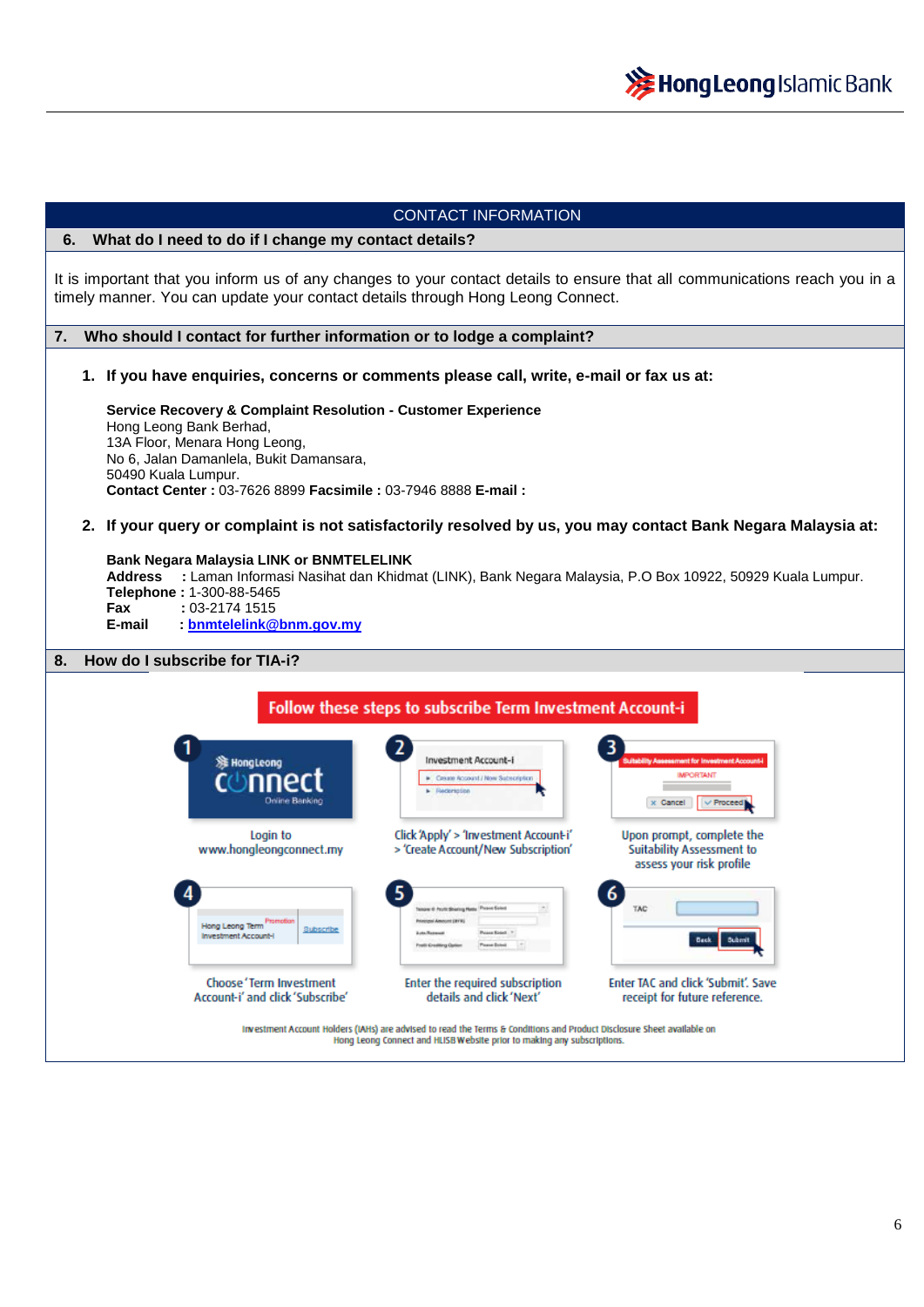## CONTACT INFORMATION

### 6. What do I need to do if I change my contact details?

It is important that you inform us of any changes to your contact details to ensure that all communications reach you in a timely manner. You can update your contact details through Hong Leong Connect.

### 7. Who should I contact for further information or to lodge a complaint?

1. **If you have enquiries, concerns or comments please call, write, e-mail or fax us at:**

   **Service Recovery & Complaint Resolution - Customer Experience**
   Hong Leong Bank Berhad,
   13A Floor, Menara Hong Leong,
   No 6, Jalan Damanlela, Bukit Damansara,
   50490 Kuala Lumpur.
   **Contact Center :** 03-7626 8899 **Facsimile :** 03-7946 8888 **E-mail :**

2. **If your query or complaint is not satisfactorily resolved by us, you may contact Bank Negara Malaysia at:**

   **Bank Negara Malaysia LINK or BNMTELELINK**
   **Address** : Laman Informasi Nasihat dan Khidmat (LINK), Bank Negara Malaysia, P.O Box 10922, 50929 Kuala Lumpur.
   **Telephone** : 1-300-88-5465
   **Fax** : 03-2174 1515
   **E-mail** : **bnmtelelink@bnm.gov.my**

### 8. How do I subscribe for TIA-i?

**Follow these steps to subscribe Term Investment Account-i**

1. Login to www.hongleongconnect.my
2. Click 'Apply' > 'Investment Account-i' > 'Create Account/New Subscription'
3. Upon prompt, complete the Suitability Assessment to assess your risk profile
4. Choose 'Term Investment Account-i' and click 'Subscribe'
5. Enter the required subscription details and click 'Next'
6. Enter TAC and click 'Submit'. Save receipt for future reference.

Investment Account Holders (IAHs) are advised to read the Terms & Conditions and Product Disclosure Sheet available on Hong Leong Connect and HLISB Website prior to making any subscriptions.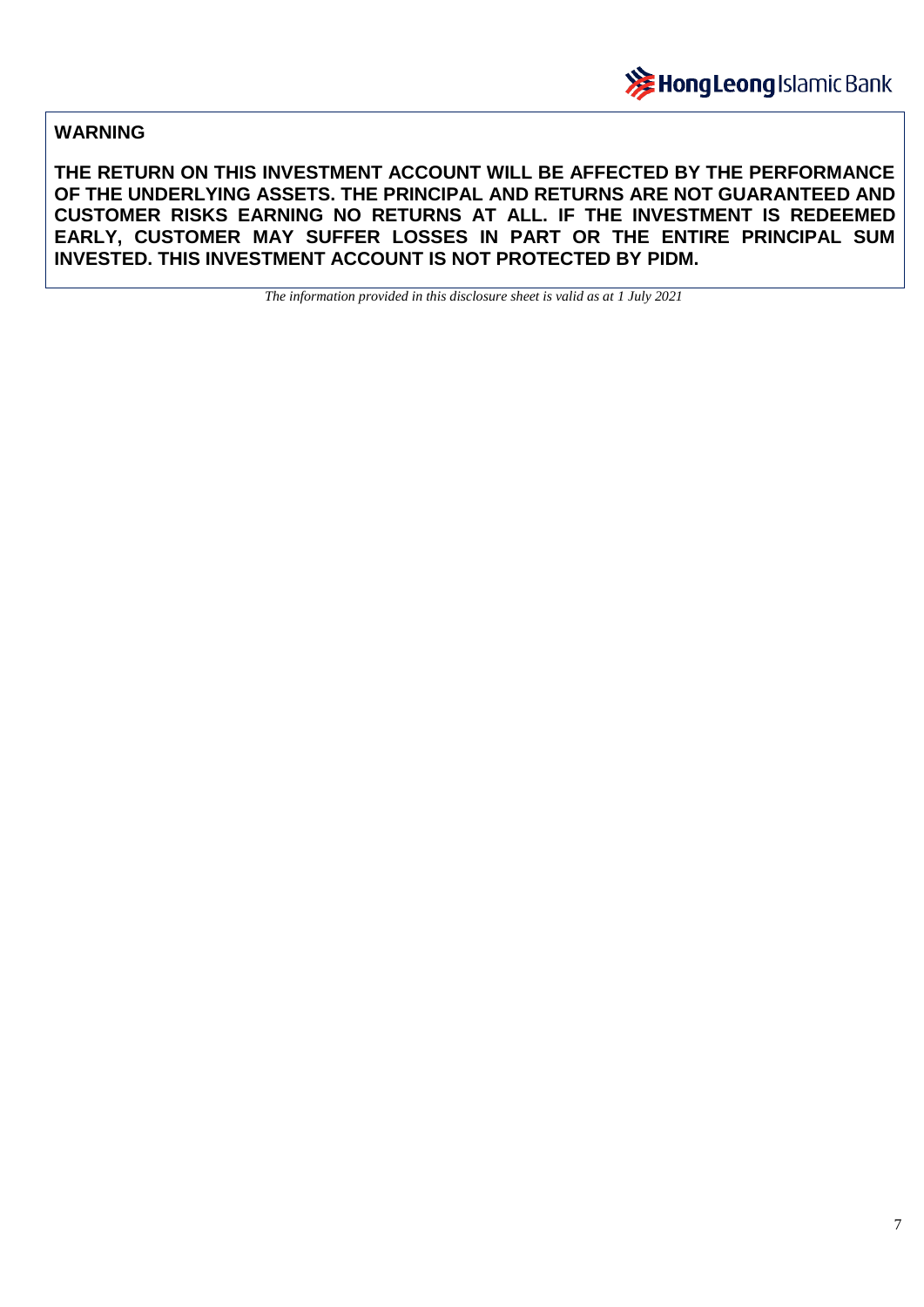**WARNING**

**THE RETURN ON THIS INVESTMENT ACCOUNT WILL BE AFFECTED BY THE PERFORMANCE OF THE UNDERLYING ASSETS. THE PRINCIPAL AND RETURNS ARE NOT GUARANTEED AND CUSTOMER RISKS EARNING NO RETURNS AT ALL. IF THE INVESTMENT IS REDEEMED EARLY, CUSTOMER MAY SUFFER LOSSES IN PART OR THE ENTIRE PRINCIPAL SUM INVESTED. THIS INVESTMENT ACCOUNT IS NOT PROTECTED BY PIDM.**

*The information provided in this disclosure sheet is valid as at 1 July 2021*